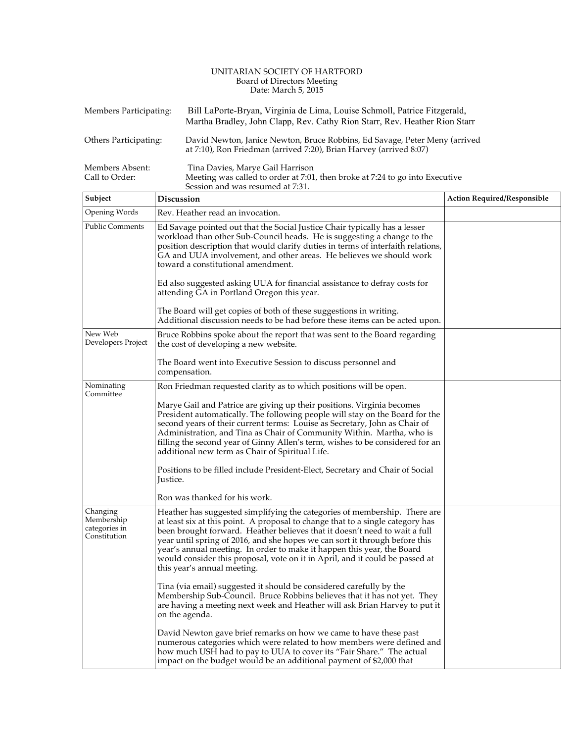UNITARIAN SOCIETY OF HARTFORD
Board of Directors Meeting
Date: March 5, 2015

Members Participating: Bill LaPorte-Bryan, Virginia de Lima, Louise Schmoll, Patrice Fitzgerald, Martha Bradley, John Clapp, Rev. Cathy Rion Starr, Rev. Heather Rion Starr

Others Participating: David Newton, Janice Newton, Bruce Robbins, Ed Savage, Peter Meny (arrived at 7:10), Ron Friedman (arrived 7:20), Brian Harvey (arrived 8:07)

Members Absent: Tina Davies, Marye Gail Harrison

Call to Order: Meeting was called to order at 7:01, then broke at 7:24 to go into Executive Session and was resumed at 7:31.

| Subject | Discussion | Action Required/Responsible |
|---|---|---|
| Opening Words | Rev. Heather read an invocation. | |
| Public Comments | Ed Savage pointed out that the Social Justice Chair typically has a lesser workload than other Sub-Council heads. He is suggesting a change to the position description that would clarify duties in terms of interfaith relations, GA and UUA involvement, and other areas. He believes we should work toward a constitutional amendment.<br><br>Ed also suggested asking UUA for financial assistance to defray costs for attending GA in Portland Oregon this year.<br><br>The Board will get copies of both of these suggestions in writing. Additional discussion needs to be had before these items can be acted upon. | |
| New Web Developers Project | Bruce Robbins spoke about the report that was sent to the Board regarding the cost of developing a new website.<br><br>The Board went into Executive Session to discuss personnel and compensation. | |
| Nominating Committee | Ron Friedman requested clarity as to which positions will be open.<br><br>Marye Gail and Patrice are giving up their positions. Virginia becomes President automatically. The following people will stay on the Board for the second years of their current terms: Louise as Secretary, John as Chair of Administration, and Tina as Chair of Community Within. Martha, who is filling the second year of Ginny Allen's term, wishes to be considered for an additional new term as Chair of Spiritual Life.<br><br>Positions to be filled include President-Elect, Secretary and Chair of Social Justice.<br><br>Ron was thanked for his work. | |
| Changing Membership categories in Constitution | Heather has suggested simplifying the categories of membership. There are at least six at this point. A proposal to change that to a single category has been brought forward. Heather believes that it doesn't need to wait a full year until spring of 2016, and she hopes we can sort it through before this year's annual meeting. In order to make it happen this year, the Board would consider this proposal, vote on it in April, and it could be passed at this year's annual meeting.<br><br>Tina (via email) suggested it should be considered carefully by the Membership Sub-Council. Bruce Robbins believes that it has not yet. They are having a meeting next week and Heather will ask Brian Harvey to put it on the agenda.<br><br>David Newton gave brief remarks on how we came to have these past numerous categories which were related to how members were defined and how much USH had to pay to UUA to cover its "Fair Share." The actual impact on the budget would be an additional payment of $2,000 that | |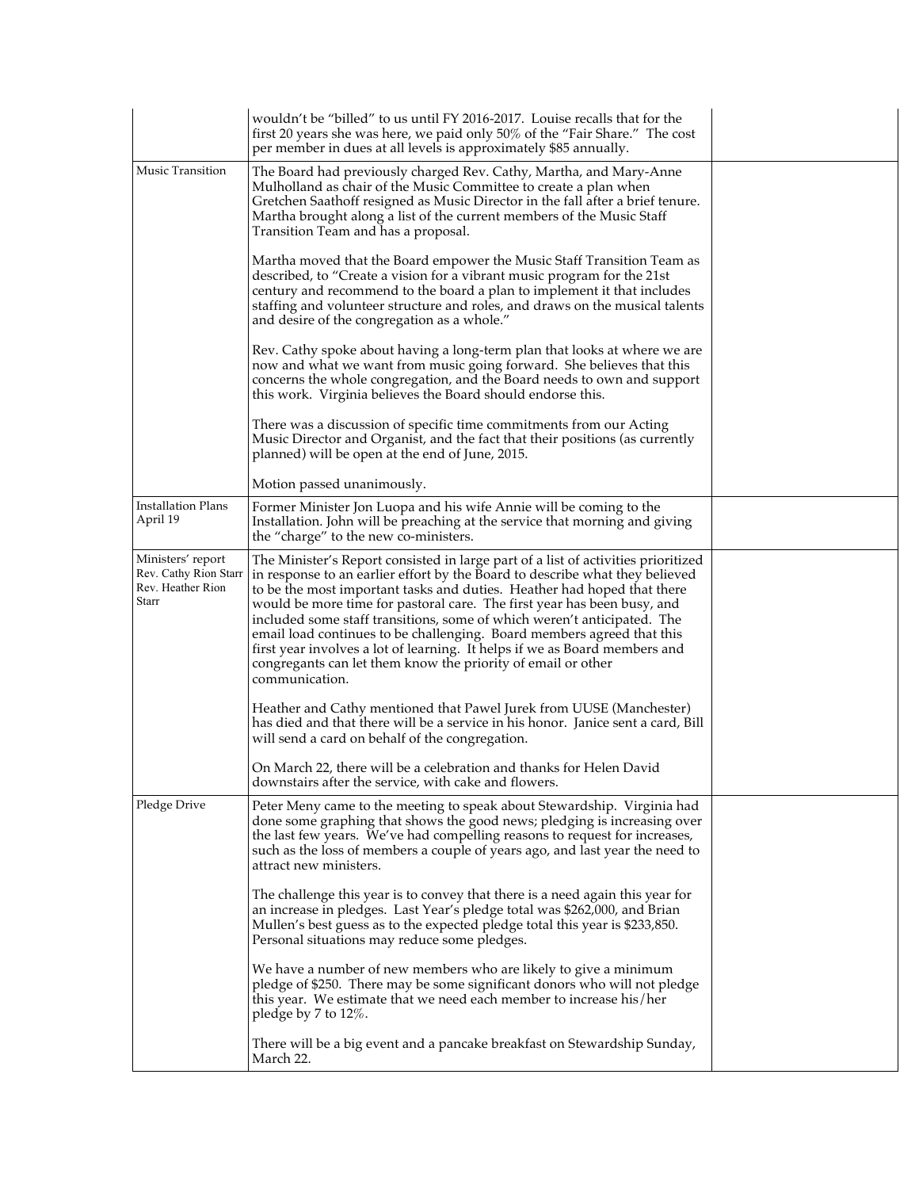| | | |
|---|---|---|
| | wouldn't be "billed" to us until FY 2016-2017. Louise recalls that for the first 20 years she was here, we paid only 50% of the "Fair Share." The cost per member in dues at all levels is approximately $85 annually. | |
| Music Transition | The Board had previously charged Rev. Cathy, Martha, and Mary-Anne Mulholland as chair of the Music Committee to create a plan when Gretchen Saathoff resigned as Music Director in the fall after a brief tenure. Martha brought along a list of the current members of the Music Staff Transition Team and has a proposal.<br><br>Martha moved that the Board empower the Music Staff Transition Team as described, to "Create a vision for a vibrant music program for the 21st century and recommend to the board a plan to implement it that includes staffing and volunteer structure and roles, and draws on the musical talents and desire of the congregation as a whole."<br><br>Rev. Cathy spoke about having a long-term plan that looks at where we are now and what we want from music going forward. She believes that this concerns the whole congregation, and the Board needs to own and support this work. Virginia believes the Board should endorse this.<br><br>There was a discussion of specific time commitments from our Acting Music Director and Organist, and the fact that their positions (as currently planned) will be open at the end of June, 2015.<br><br>Motion passed unanimously. | |
| Installation Plans April 19 | Former Minister Jon Luopa and his wife Annie will be coming to the Installation. John will be preaching at the service that morning and giving the "charge" to the new co-ministers. | |
| Ministers' report Rev. Cathy Rion Starr Rev. Heather Rion Starr | The Minister's Report consisted in large part of a list of activities prioritized in response to an earlier effort by the Board to describe what they believed to be the most important tasks and duties. Heather had hoped that there would be more time for pastoral care. The first year has been busy, and included some staff transitions, some of which weren't anticipated. The email load continues to be challenging. Board members agreed that this first year involves a lot of learning. It helps if we as Board members and congregants can let them know the priority of email or other communication.<br><br>Heather and Cathy mentioned that Pawel Jurek from UUSE (Manchester) has died and that there will be a service in his honor. Janice sent a card, Bill will send a card on behalf of the congregation.<br><br>On March 22, there will be a celebration and thanks for Helen David downstairs after the service, with cake and flowers. | |
| Pledge Drive | Peter Meny came to the meeting to speak about Stewardship. Virginia had done some graphing that shows the good news; pledging is increasing over the last few years. We've had compelling reasons to request for increases, such as the loss of members a couple of years ago, and last year the need to attract new ministers.<br><br>The challenge this year is to convey that there is a need again this year for an increase in pledges. Last Year's pledge total was $262,000, and Brian Mullen's best guess as to the expected pledge total this year is $233,850. Personal situations may reduce some pledges.<br><br>We have a number of new members who are likely to give a minimum pledge of $250. There may be some significant donors who will not pledge this year. We estimate that we need each member to increase his/her pledge by 7 to 12%.<br><br>There will be a big event and a pancake breakfast on Stewardship Sunday, March 22. | |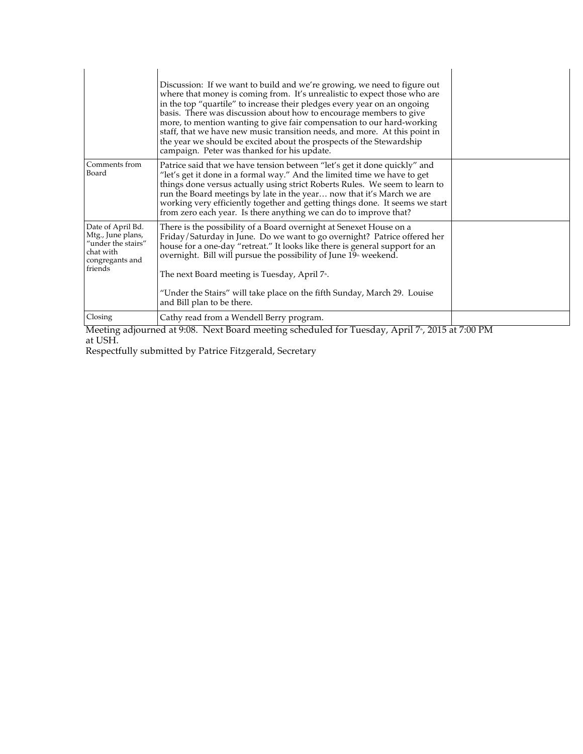| | | |
|---|---|---|
| | Discussion: If we want to build and we're growing, we need to figure out where that money is coming from. It's unrealistic to expect those who are in the top "quartile" to increase their pledges every year on an ongoing basis. There was discussion about how to encourage members to give more, to mention wanting to give fair compensation to our hard-working staff, that we have new music transition needs, and more. At this point in the year we should be excited about the prospects of the Stewardship campaign. Peter was thanked for his update. | |
| Comments from Board | Patrice said that we have tension between "let's get it done quickly" and "let's get it done in a formal way." And the limited time we have to get things done versus actually using strict Roberts Rules. We seem to learn to run the Board meetings by late in the year… now that it's March we are working very efficiently together and getting things done. It seems we start from zero each year. Is there anything we can do to improve that? | |
| Date of April Bd. Mtg., June plans, "under the stairs" chat with congregants and friends | There is the possibility of a Board overnight at Senexet House on a Friday/Saturday in June. Do we want to go overnight? Patrice offered her house for a one-day "retreat." It looks like there is general support for an overnight. Bill will pursue the possibility of June 19th weekend.<br><br>The next Board meeting is Tuesday, April 7th.<br><br>"Under the Stairs" will take place on the fifth Sunday, March 29. Louise and Bill plan to be there. | |
| Closing | Cathy read from a Wendell Berry program. | |

Meeting adjourned at 9:08. Next Board meeting scheduled for Tuesday, April 7th, 2015 at 7:00 PM at USH.

Respectfully submitted by Patrice Fitzgerald, Secretary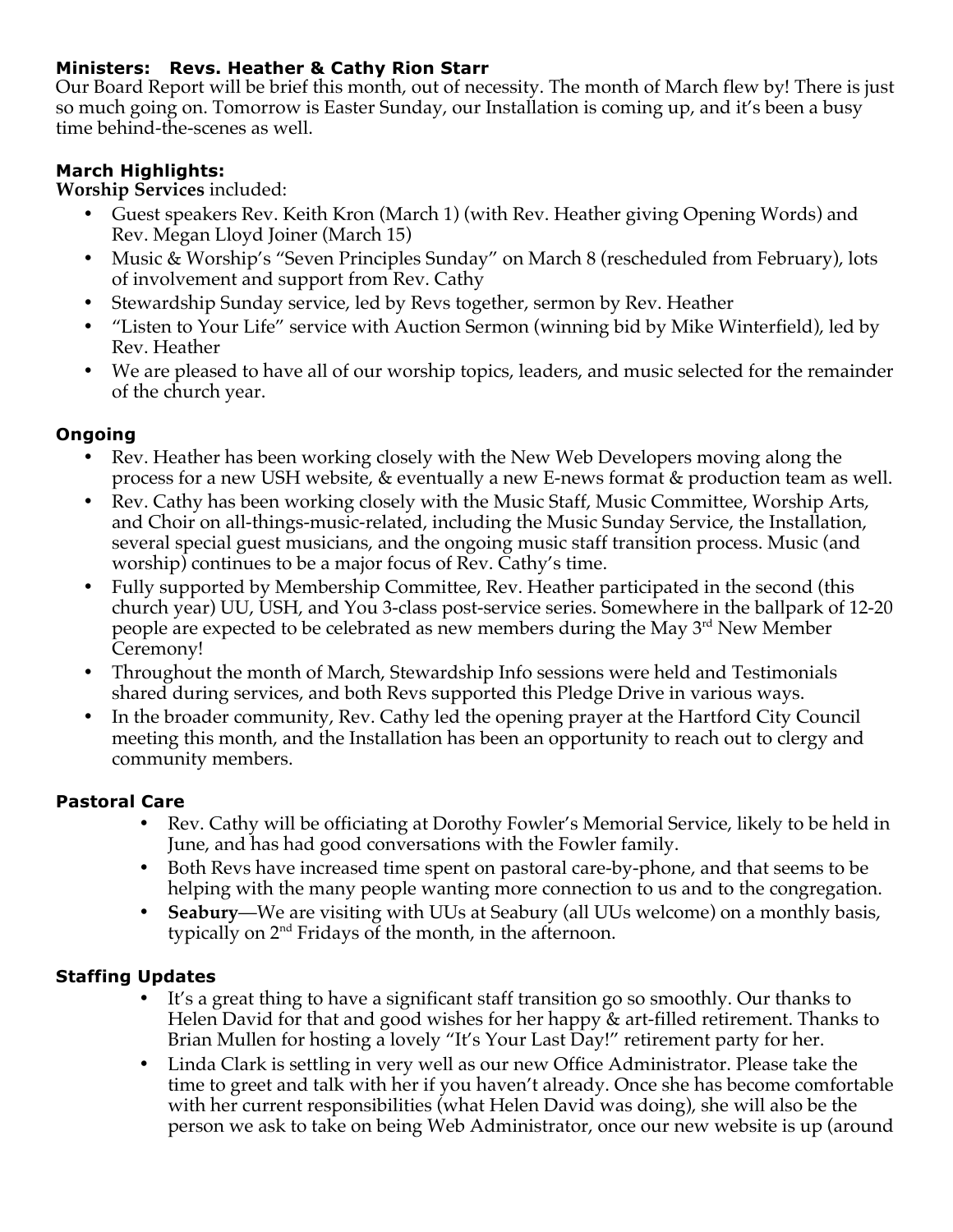**Ministers: Revs. Heather & Cathy Rion Starr**

Our Board Report will be brief this month, out of necessity. The month of March flew by! There is just so much going on. Tomorrow is Easter Sunday, our Installation is coming up, and it's been a busy time behind-the-scenes as well.

**March Highlights:**

**Worship Services** included:

- Guest speakers Rev. Keith Kron (March 1) (with Rev. Heather giving Opening Words) and Rev. Megan Lloyd Joiner (March 15)
- Music & Worship's "Seven Principles Sunday" on March 8 (rescheduled from February), lots of involvement and support from Rev. Cathy
- Stewardship Sunday service, led by Revs together, sermon by Rev. Heather
- "Listen to Your Life" service with Auction Sermon (winning bid by Mike Winterfield), led by Rev. Heather
- We are pleased to have all of our worship topics, leaders, and music selected for the remainder of the church year.

**Ongoing**

- Rev. Heather has been working closely with the New Web Developers moving along the process for a new USH website, & eventually a new E-news format & production team as well.
- Rev. Cathy has been working closely with the Music Staff, Music Committee, Worship Arts, and Choir on all-things-music-related, including the Music Sunday Service, the Installation, several special guest musicians, and the ongoing music staff transition process. Music (and worship) continues to be a major focus of Rev. Cathy's time.
- Fully supported by Membership Committee, Rev. Heather participated in the second (this church year) UU, USH, and You 3-class post-service series. Somewhere in the ballpark of 12-20 people are expected to be celebrated as new members during the May 3rd New Member Ceremony!
- Throughout the month of March, Stewardship Info sessions were held and Testimonials shared during services, and both Revs supported this Pledge Drive in various ways.
- In the broader community, Rev. Cathy led the opening prayer at the Hartford City Council meeting this month, and the Installation has been an opportunity to reach out to clergy and community members.

**Pastoral Care**

- Rev. Cathy will be officiating at Dorothy Fowler's Memorial Service, likely to be held in June, and has had good conversations with the Fowler family.
- Both Revs have increased time spent on pastoral care-by-phone, and that seems to be helping with the many people wanting more connection to us and to the congregation.
- **Seabury**—We are visiting with UUs at Seabury (all UUs welcome) on a monthly basis, typically on 2nd Fridays of the month, in the afternoon.

**Staffing Updates**

- It's a great thing to have a significant staff transition go so smoothly. Our thanks to Helen David for that and good wishes for her happy & art-filled retirement. Thanks to Brian Mullen for hosting a lovely "It's Your Last Day!" retirement party for her.
- Linda Clark is settling in very well as our new Office Administrator. Please take the time to greet and talk with her if you haven't already. Once she has become comfortable with her current responsibilities (what Helen David was doing), she will also be the person we ask to take on being Web Administrator, once our new website is up (around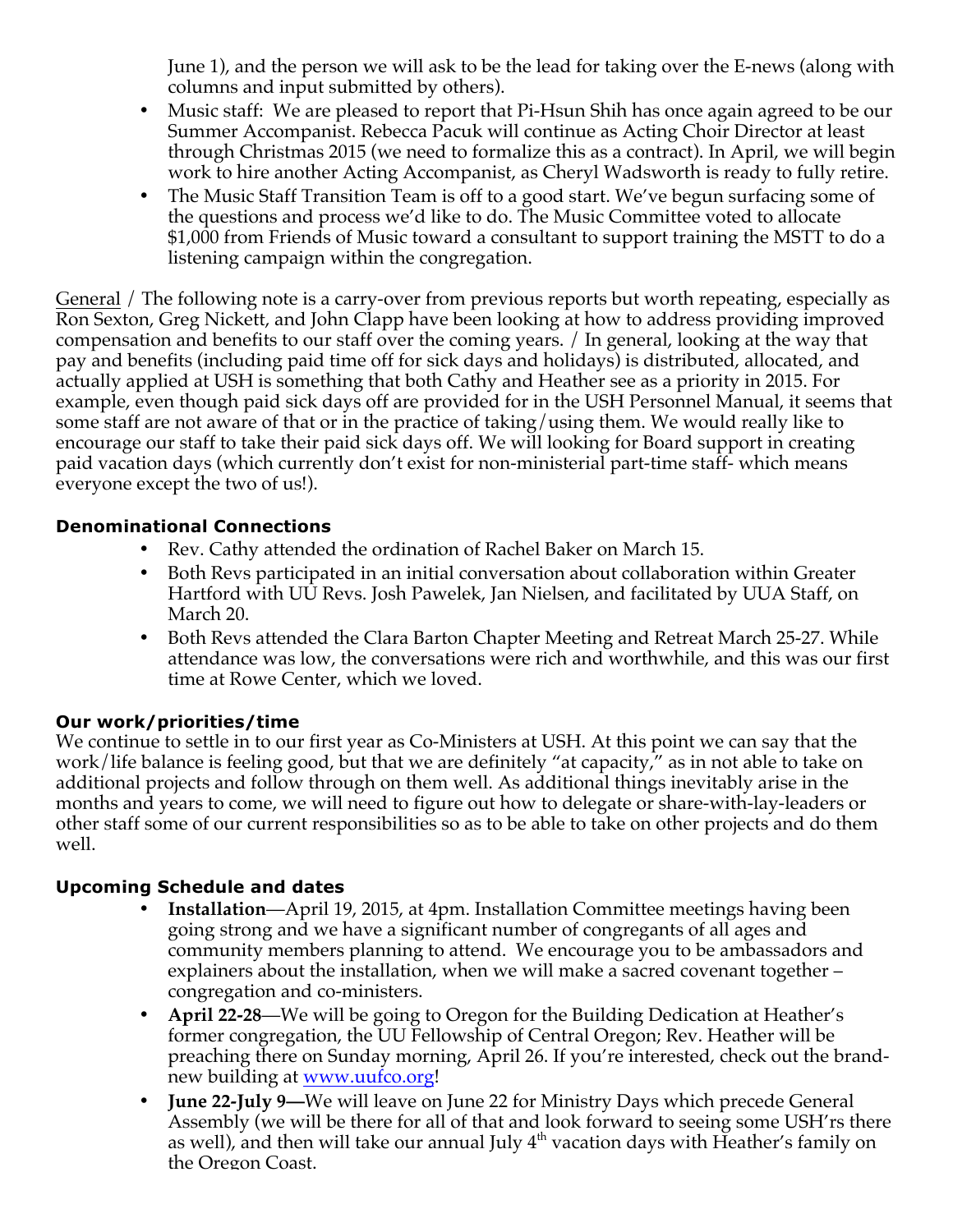June 1), and the person we will ask to be the lead for taking over the E-news (along with columns and input submitted by others).

- Music staff: We are pleased to report that Pi-Hsun Shih has once again agreed to be our Summer Accompanist. Rebecca Pacuk will continue as Acting Choir Director at least through Christmas 2015 (we need to formalize this as a contract). In April, we will begin work to hire another Acting Accompanist, as Cheryl Wadsworth is ready to fully retire.
- The Music Staff Transition Team is off to a good start. We've begun surfacing some of the questions and process we'd like to do. The Music Committee voted to allocate $1,000 from Friends of Music toward a consultant to support training the MSTT to do a listening campaign within the congregation.

General / The following note is a carry-over from previous reports but worth repeating, especially as Ron Sexton, Greg Nickett, and John Clapp have been looking at how to address providing improved compensation and benefits to our staff over the coming years. / In general, looking at the way that pay and benefits (including paid time off for sick days and holidays) is distributed, allocated, and actually applied at USH is something that both Cathy and Heather see as a priority in 2015. For example, even though paid sick days off are provided for in the USH Personnel Manual, it seems that some staff are not aware of that or in the practice of taking/using them. We would really like to encourage our staff to take their paid sick days off. We will looking for Board support in creating paid vacation days (which currently don't exist for non-ministerial part-time staff- which means everyone except the two of us!).

**Denominational Connections**

- Rev. Cathy attended the ordination of Rachel Baker on March 15.
- Both Revs participated in an initial conversation about collaboration within Greater Hartford with UU Revs. Josh Pawelek, Jan Nielsen, and facilitated by UUA Staff, on March 20.
- Both Revs attended the Clara Barton Chapter Meeting and Retreat March 25-27. While attendance was low, the conversations were rich and worthwhile, and this was our first time at Rowe Center, which we loved.

**Our work/priorities/time**

We continue to settle in to our first year as Co-Ministers at USH. At this point we can say that the work/life balance is feeling good, but that we are definitely "at capacity," as in not able to take on additional projects and follow through on them well. As additional things inevitably arise in the months and years to come, we will need to figure out how to delegate or share-with-lay-leaders or other staff some of our current responsibilities so as to be able to take on other projects and do them well.

**Upcoming Schedule and dates**

- **Installation**—April 19, 2015, at 4pm. Installation Committee meetings having been going strong and we have a significant number of congregants of all ages and community members planning to attend. We encourage you to be ambassadors and explainers about the installation, when we will make a sacred covenant together – congregation and co-ministers.
- **April 22-28**—We will be going to Oregon for the Building Dedication at Heather's former congregation, the UU Fellowship of Central Oregon; Rev. Heather will be preaching there on Sunday morning, April 26. If you're interested, check out the brand-new building at www.uufco.org!
- **June 22-July 9—**We will leave on June 22 for Ministry Days which precede General Assembly (we will be there for all of that and look forward to seeing some USH'rs there as well), and then will take our annual July 4th vacation days with Heather's family on the Oregon Coast.